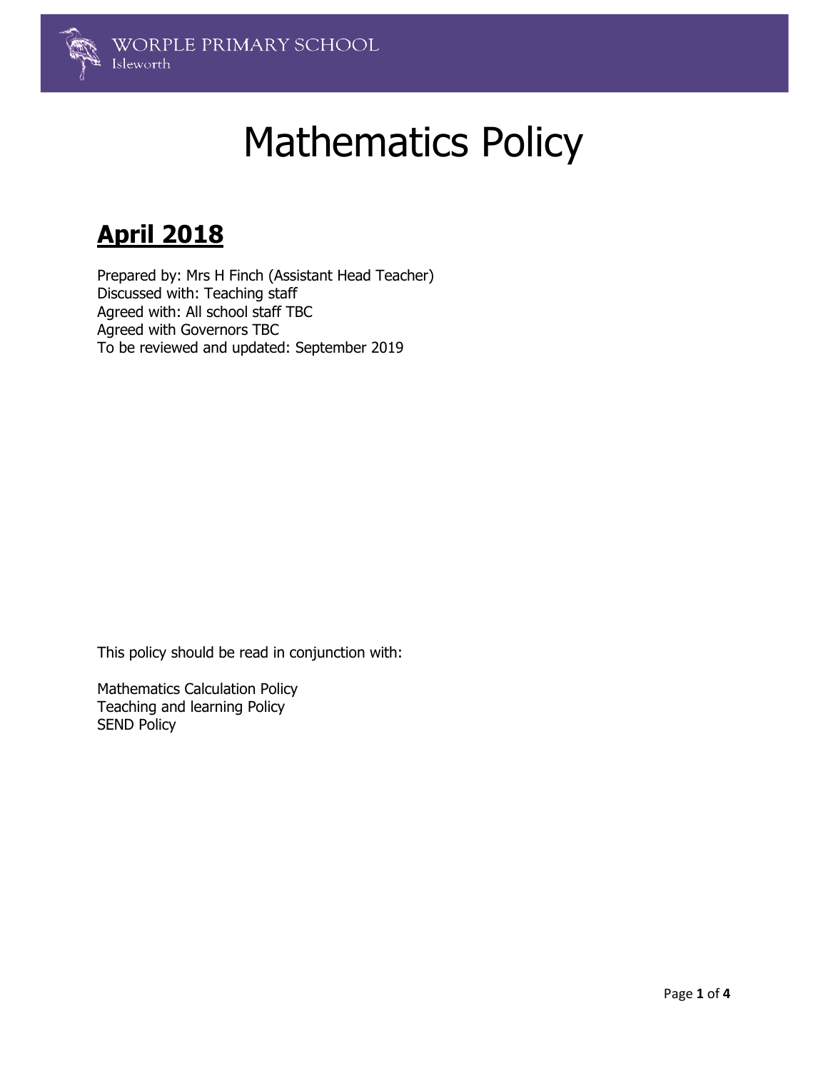WORPLE PRIMARY SCHOOL
Isleworth

# Mathematics Policy

## **April 2018**

Prepared by: Mrs H Finch (Assistant Head Teacher)
Discussed with: Teaching staff
Agreed with: All school staff TBC
Agreed with Governors TBC
To be reviewed and updated: September 2019

This policy should be read in conjunction with:

Mathematics Calculation Policy
Teaching and learning Policy
SEND Policy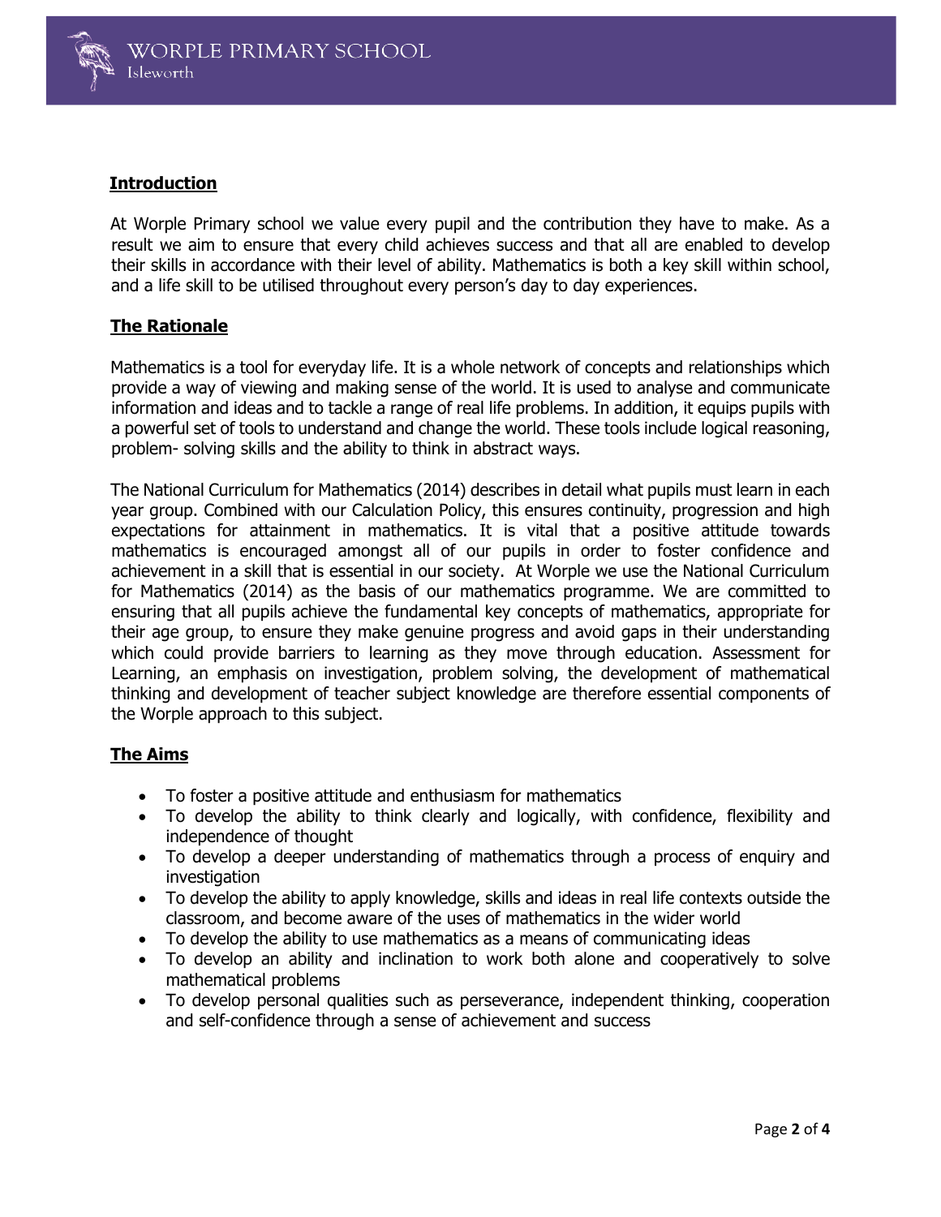## Introduction

At Worple Primary school we value every pupil and the contribution they have to make. As a result we aim to ensure that every child achieves success and that all are enabled to develop their skills in accordance with their level of ability. Mathematics is both a key skill within school, and a life skill to be utilised throughout every person's day to day experiences.

## The Rationale

Mathematics is a tool for everyday life. It is a whole network of concepts and relationships which provide a way of viewing and making sense of the world. It is used to analyse and communicate information and ideas and to tackle a range of real life problems. In addition, it equips pupils with a powerful set of tools to understand and change the world. These tools include logical reasoning, problem- solving skills and the ability to think in abstract ways.

The National Curriculum for Mathematics (2014) describes in detail what pupils must learn in each year group. Combined with our Calculation Policy, this ensures continuity, progression and high expectations for attainment in mathematics. It is vital that a positive attitude towards mathematics is encouraged amongst all of our pupils in order to foster confidence and achievement in a skill that is essential in our society. At Worple we use the National Curriculum for Mathematics (2014) as the basis of our mathematics programme. We are committed to ensuring that all pupils achieve the fundamental key concepts of mathematics, appropriate for their age group, to ensure they make genuine progress and avoid gaps in their understanding which could provide barriers to learning as they move through education. Assessment for Learning, an emphasis on investigation, problem solving, the development of mathematical thinking and development of teacher subject knowledge are therefore essential components of the Worple approach to this subject.

## The Aims

- To foster a positive attitude and enthusiasm for mathematics
- To develop the ability to think clearly and logically, with confidence, flexibility and independence of thought
- To develop a deeper understanding of mathematics through a process of enquiry and investigation
- To develop the ability to apply knowledge, skills and ideas in real life contexts outside the classroom, and become aware of the uses of mathematics in the wider world
- To develop the ability to use mathematics as a means of communicating ideas
- To develop an ability and inclination to work both alone and cooperatively to solve mathematical problems
- To develop personal qualities such as perseverance, independent thinking, cooperation and self-confidence through a sense of achievement and success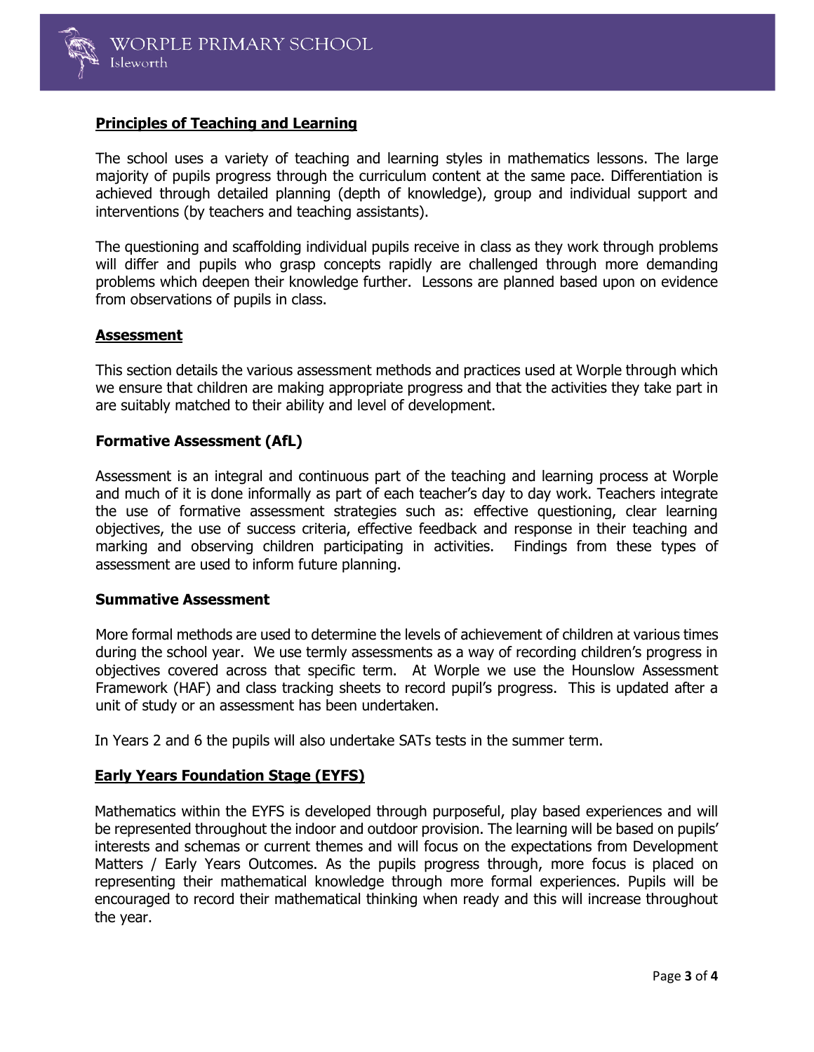## Principles of Teaching and Learning

The school uses a variety of teaching and learning styles in mathematics lessons. The large majority of pupils progress through the curriculum content at the same pace. Differentiation is achieved through detailed planning (depth of knowledge), group and individual support and interventions (by teachers and teaching assistants).

The questioning and scaffolding individual pupils receive in class as they work through problems will differ and pupils who grasp concepts rapidly are challenged through more demanding problems which deepen their knowledge further. Lessons are planned based upon on evidence from observations of pupils in class.

## Assessment

This section details the various assessment methods and practices used at Worple through which we ensure that children are making appropriate progress and that the activities they take part in are suitably matched to their ability and level of development.

### Formative Assessment (AfL)

Assessment is an integral and continuous part of the teaching and learning process at Worple and much of it is done informally as part of each teacher's day to day work. Teachers integrate the use of formative assessment strategies such as: effective questioning, clear learning objectives, the use of success criteria, effective feedback and response in their teaching and marking and observing children participating in activities. Findings from these types of assessment are used to inform future planning.

### Summative Assessment

More formal methods are used to determine the levels of achievement of children at various times during the school year. We use termly assessments as a way of recording children's progress in objectives covered across that specific term. At Worple we use the Hounslow Assessment Framework (HAF) and class tracking sheets to record pupil's progress. This is updated after a unit of study or an assessment has been undertaken.

In Years 2 and 6 the pupils will also undertake SATs tests in the summer term.

## Early Years Foundation Stage (EYFS)

Mathematics within the EYFS is developed through purposeful, play based experiences and will be represented throughout the indoor and outdoor provision. The learning will be based on pupils' interests and schemas or current themes and will focus on the expectations from Development Matters / Early Years Outcomes. As the pupils progress through, more focus is placed on representing their mathematical knowledge through more formal experiences. Pupils will be encouraged to record their mathematical thinking when ready and this will increase throughout the year.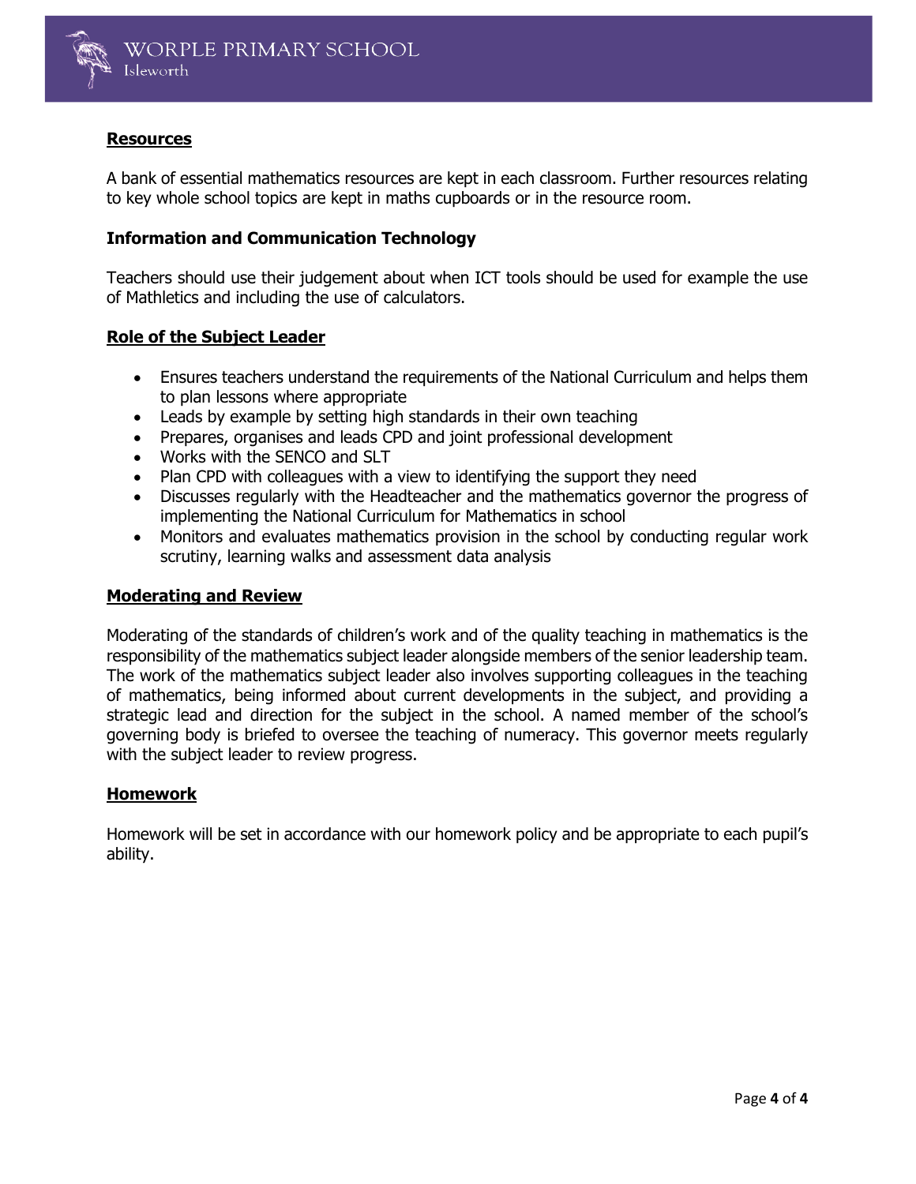## Resources

A bank of essential mathematics resources are kept in each classroom. Further resources relating to key whole school topics are kept in maths cupboards or in the resource room.

### Information and Communication Technology

Teachers should use their judgement about when ICT tools should be used for example the use of Mathletics and including the use of calculators.

## Role of the Subject Leader

- Ensures teachers understand the requirements of the National Curriculum and helps them to plan lessons where appropriate
- Leads by example by setting high standards in their own teaching
- Prepares, organises and leads CPD and joint professional development
- Works with the SENCO and SLT
- Plan CPD with colleagues with a view to identifying the support they need
- Discusses regularly with the Headteacher and the mathematics governor the progress of implementing the National Curriculum for Mathematics in school
- Monitors and evaluates mathematics provision in the school by conducting regular work scrutiny, learning walks and assessment data analysis

## Moderating and Review

Moderating of the standards of children's work and of the quality teaching in mathematics is the responsibility of the mathematics subject leader alongside members of the senior leadership team. The work of the mathematics subject leader also involves supporting colleagues in the teaching of mathematics, being informed about current developments in the subject, and providing a strategic lead and direction for the subject in the school. A named member of the school's governing body is briefed to oversee the teaching of numeracy. This governor meets regularly with the subject leader to review progress.

## Homework

Homework will be set in accordance with our homework policy and be appropriate to each pupil's ability.